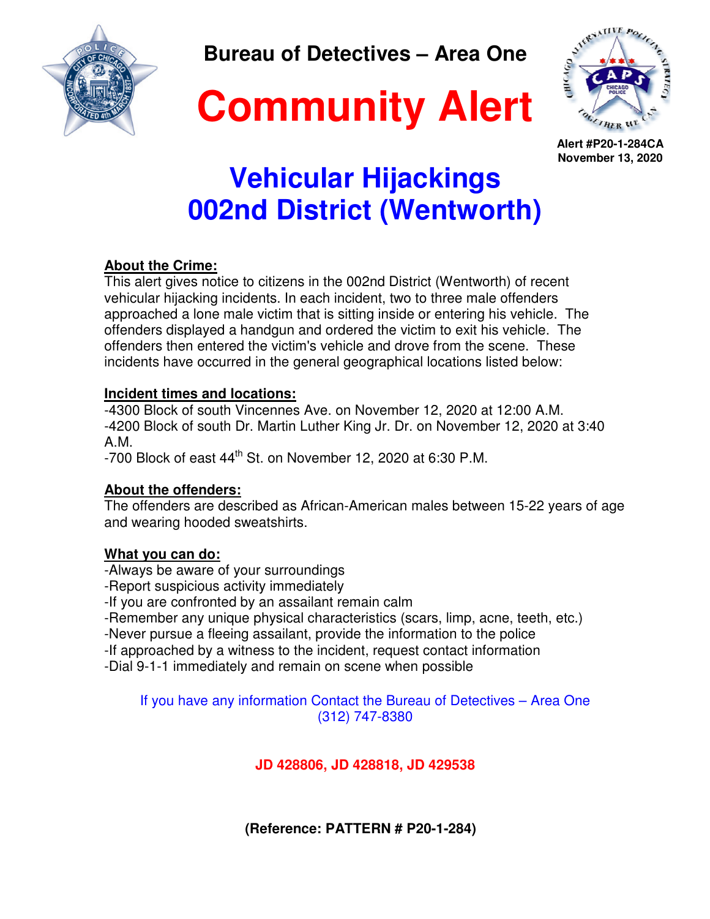**Bureau of Detectives – Area One**

# Community Alert

**Alert #P20-1-284CA**
**November 13, 2020**

## Vehicular Hijackings
## 002nd District (Wentworth)

**About the Crime:**
This alert gives notice to citizens in the 002nd District (Wentworth) of recent vehicular hijacking incidents. In each incident, two to three male offenders approached a lone male victim that is sitting inside or entering his vehicle. The offenders displayed a handgun and ordered the victim to exit his vehicle. The offenders then entered the victim's vehicle and drove from the scene. These incidents have occurred in the general geographical locations listed below:

**Incident times and locations:**
-4300 Block of south Vincennes Ave. on November 12, 2020 at 12:00 A.M.
-4200 Block of south Dr. Martin Luther King Jr. Dr. on November 12, 2020 at 3:40 A.M.
-700 Block of east 44th St. on November 12, 2020 at 6:30 P.M.

**About the offenders:**
The offenders are described as African-American males between 15-22 years of age and wearing hooded sweatshirts.

**What you can do:**
-Always be aware of your surroundings
-Report suspicious activity immediately
-If you are confronted by an assailant remain calm
-Remember any unique physical characteristics (scars, limp, acne, teeth, etc.)
-Never pursue a fleeing assailant, provide the information to the police
-If approached by a witness to the incident, request contact information
-Dial 9-1-1 immediately and remain on scene when possible

If you have any information Contact the Bureau of Detectives – Area One
(312) 747-8380

**JD 428806, JD 428818, JD 429538**

**(Reference: PATTERN # P20-1-284)**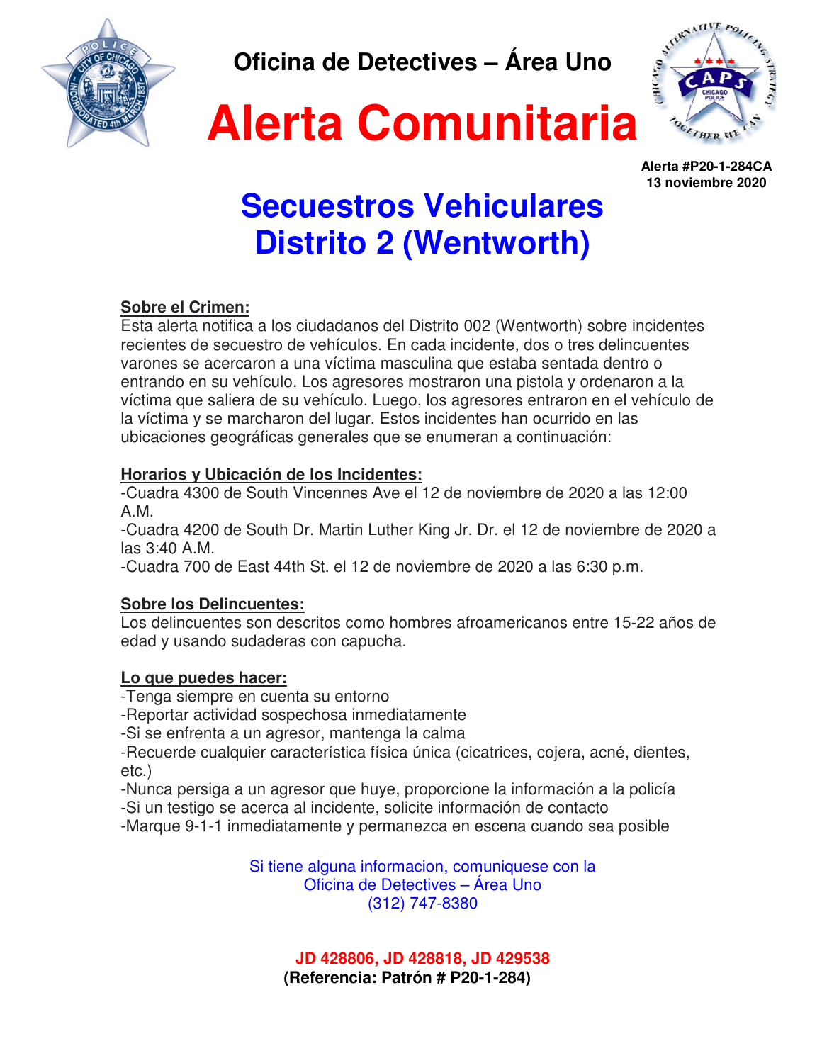**Oficina de Detectives – Área Uno**

# Alerta Comunitaria

**Alerta #P20-1-284CA**
**13 noviembre 2020**

## Secuestros Vehiculares Distrito 2 (Wentworth)

**Sobre el Crimen:**
Esta alerta notifica a los ciudadanos del Distrito 002 (Wentworth) sobre incidentes recientes de secuestro de vehículos. En cada incidente, dos o tres delincuentes varones se acercaron a una víctima masculina que estaba sentada dentro o entrando en su vehículo. Los agresores mostraron una pistola y ordenaron a la víctima que saliera de su vehículo. Luego, los agresores entraron en el vehículo de la víctima y se marcharon del lugar. Estos incidentes han ocurrido en las ubicaciones geográficas generales que se enumeran a continuación:

**Horarios y Ubicación de los Incidentes:**
-Cuadra 4300 de South Vincennes Ave el 12 de noviembre de 2020 a las 12:00 A.M.
-Cuadra 4200 de South Dr. Martin Luther King Jr. Dr. el 12 de noviembre de 2020 a las 3:40 A.M.
-Cuadra 700 de East 44th St. el 12 de noviembre de 2020 a las 6:30 p.m.

**Sobre los Delincuentes:**
Los delincuentes son descritos como hombres afroamericanos entre 15-22 años de edad y usando sudaderas con capucha.

**Lo que puedes hacer:**
-Tenga siempre en cuenta su entorno
-Reportar actividad sospechosa inmediatamente
-Si se enfrenta a un agresor, mantenga la calma
-Recuerde cualquier característica física única (cicatrices, cojera, acné, dientes, etc.)
-Nunca persiga a un agresor que huye, proporcione la información a la policía
-Si un testigo se acerca al incidente, solicite información de contacto
-Marque 9-1-1 inmediatamente y permanezca en escena cuando sea posible

Si tiene alguna informacion, comuniquese con la
Oficina de Detectives – Área Uno
(312) 747-8380

**JD 428806, JD 428818, JD 429538**
**(Referencia: Patrón # P20-1-284)**